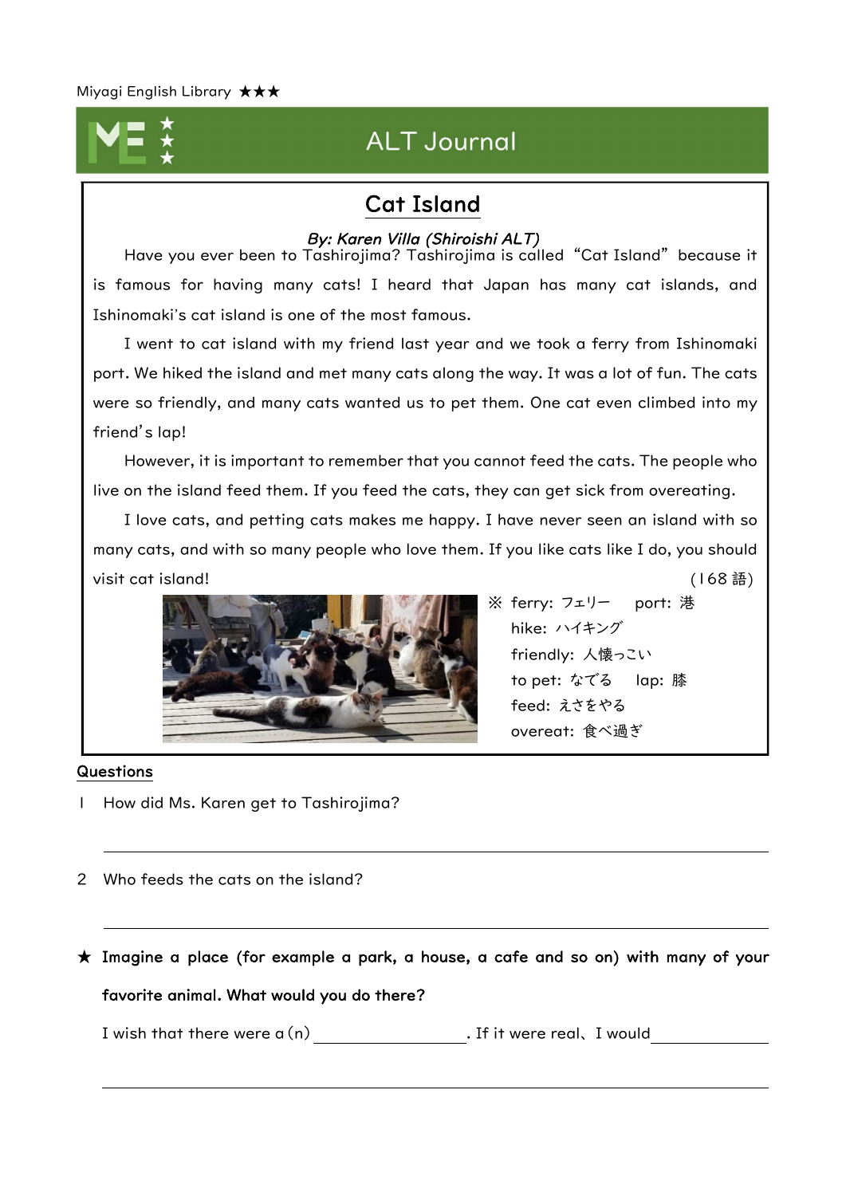Miyagi English Library ★★★

# ALT Journal

## Cat Island

*By: Karen Villa (Shiroishi ALT)*

Have you ever been to Tashirojima? Tashirojima is called “Cat Island” because it is famous for having many cats! I heard that Japan has many cat islands, and Ishinomaki's cat island is one of the most famous.

I went to cat island with my friend last year and we took a ferry from Ishinomaki port. We hiked the island and met many cats along the way. It was a lot of fun. The cats were so friendly, and many cats wanted us to pet them. One cat even climbed into my friend's lap!

However, it is important to remember that you cannot feed the cats. The people who live on the island feed them. If you feed the cats, they can get sick from overeating.

I love cats, and petting cats makes me happy. I have never seen an island with so many cats, and with so many people who love them. If you like cats like I do, you should visit cat island!

(168 語)

※ ferry: フェリー　port: 港
hike: ハイキング
friendly: 人懐っこい
to pet: なでる　lap: 膝
feed: えさをやる
overeat: 食べ過ぎ

**Questions**

1 How did Ms. Karen get to Tashirojima?

______________________________

2 Who feeds the cats on the island?

______________________________

★ **Imagine a place (for example a park, a house, a cafe and so on) with many of your favorite animal. What would you do there?**

I wish that there were a (n) ______________. If it were real、I would ______________

______________________________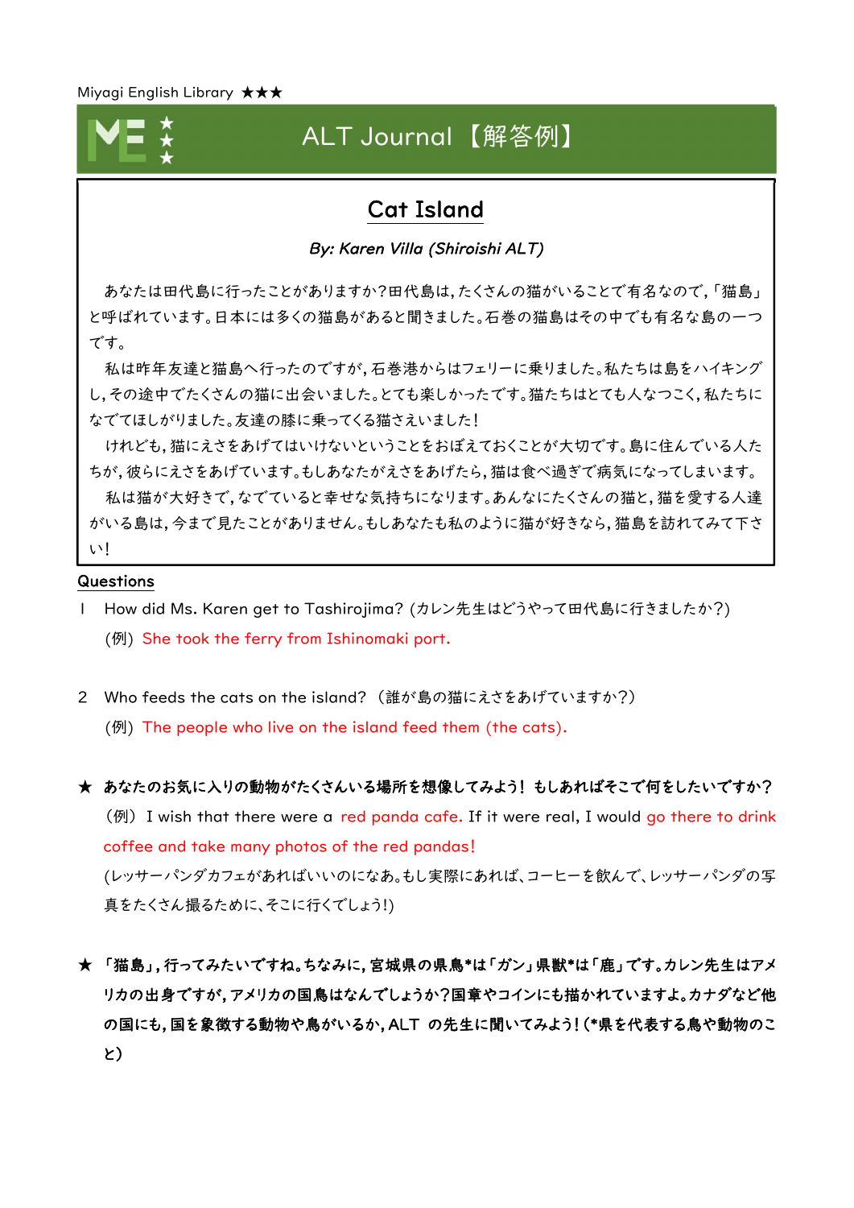Miyagi English Library ★★★

# ALT Journal 【解答例】

## Cat Island

*By: Karen Villa (Shiroishi ALT)*

あなたは田代島に行ったことがありますか?田代島は,たくさんの猫がいることで有名なので,「猫島」と呼ばれています。日本には多くの猫島があると聞きました。石巻の猫島はその中でも有名な島の一つです。

私は昨年友達と猫島へ行ったのですが,石巻港からはフェリーに乗りました。私たちは島をハイキングし,その途中でたくさんの猫に出会いました。とても楽しかったです。猫たちはとても人なつこく,私たちになでてほしがりました。友達の膝に乗ってくる猫さえいました!

けれども,猫にえさをあげてはいけないということをおぼえておくことが大切です。島に住んでいる人たちが,彼らにえさをあげています。もしあなたがえさをあげたら,猫は食べ過ぎで病気になってしまいます。

私は猫が大好きで,なでていると幸せな気持ちになります。あんなにたくさんの猫と,猫を愛する人達がいる島は,今まで見たことがありません。もしあなたも私のように猫が好きなら,猫島を訪れてみて下さい!

**Questions**

1 How did Ms. Karen get to Tashirojima? (カレン先生はどうやって田代島に行きましたか?)

(例) She took the ferry from Ishinomaki port.

2 Who feeds the cats on the island? (誰が島の猫にえさをあげていますか?)

(例) The people who live on the island feed them (the cats).

★ **あなたのお気に入りの動物がたくさんいる場所を想像してみよう! もしあればそこで何をしたいですか?**

(例) I wish that there were a red panda cafe. If it were real, I would go there to drink coffee and take many photos of the red pandas!

(レッサーパンダカフェがあればいいのになあ。もし実際にあれば、コーヒーを飲んで、レッサーパンダの写真をたくさん撮るために、そこに行くでしょう!)

★ **「猫島」,行ってみたいですね。ちなみに,宮城県の県鳥\*は「ガン」県獣\*は「鹿」です。カレン先生はアメリカの出身ですが,アメリカの国鳥はなんでしょうか?国章やコインにも描かれていますよ。カナダなど他の国にも,国を象徴する動物や鳥がいるか,ALT の先生に聞いてみよう!(\*県を代表する鳥や動物のこと)**